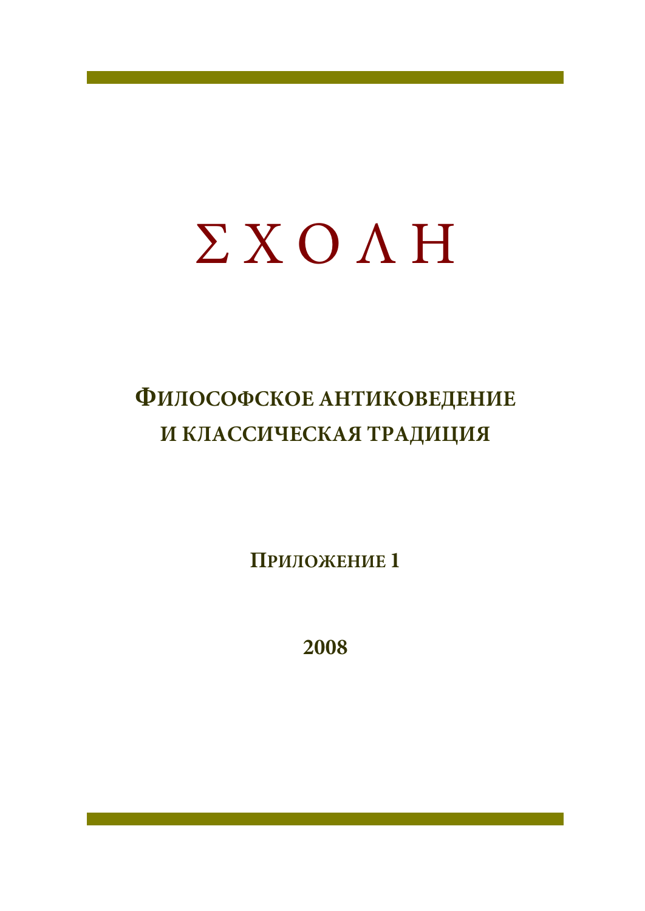# Σ Χ Ο Λ Η

## Философское антиковедение и классическая традиция

**Приложение 1**

**2008**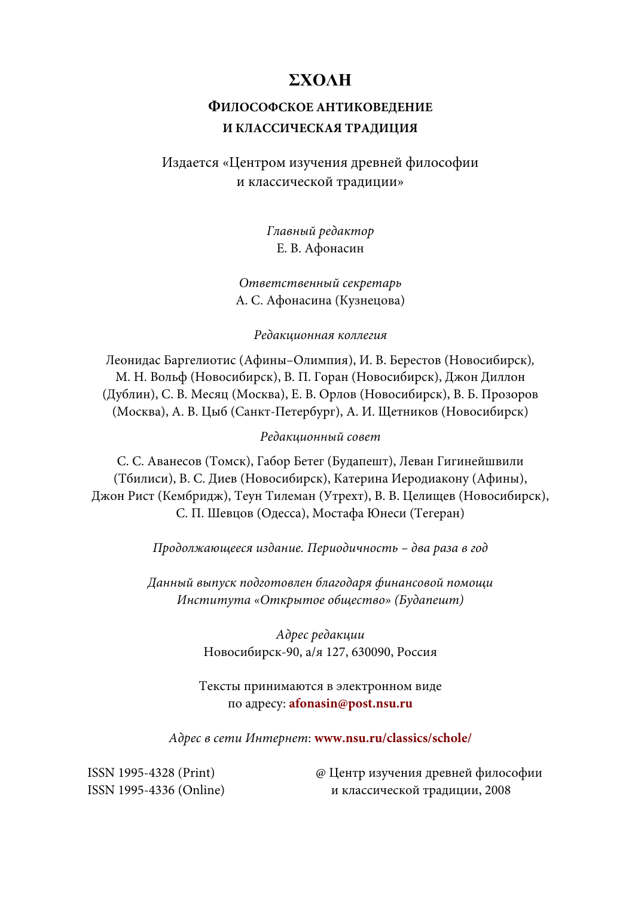# ΣΧΟΛΗ

## Философское антиковедение и классическая традиция

Издается «Центром изучения древней философии и классической традиции»

*Главный редактор*
Е. В. Афонасин

*Ответственный секретарь*
А. С. Афонасина (Кузнецова)

*Редакционная коллегия*

Леонидас Баргелиотис (Афины–Олимпия), И. В. Берестов (Новосибирск), М. Н. Вольф (Новосибирск), В. П. Горан (Новосибирск), Джон Диллон (Дублин), С. В. Месяц (Москва), Е. В. Орлов (Новосибирск), В. Б. Прозоров (Москва), А. В. Цыб (Санкт-Петербург), А. И. Щетников (Новосибирск)

*Редакционный совет*

С. С. Аванесов (Томск), Габор Бетег (Будапешт), Леван Гигинейшвили (Тбилиси), В. С. Диев (Новосибирск), Катерина Иеродиакону (Афины), Джон Рист (Кембридж), Теун Тилеман (Утрехт), В. В. Целищев (Новосибирск), С. П. Шевцов (Одесса), Мостафа Юнеси (Тегеран)

*Продолжающееся издание. Периодичность – два раза в год*

*Данный выпуск подготовлен благодаря финансовой помощи Института «Открытое общество» (Будапешт)*

*Адрес редакции*
Новосибирск-90, а/я 127, 630090, Россия

Тексты принимаются в электронном виде
по адресу: **afonasin@post.nsu.ru**

*Адрес в сети Интернет*: **www.nsu.ru/classics/schole/**

ISSN 1995-4328 (Print)
ISSN 1995-4336 (Online)

@ Центр изучения древней философии
и классической традиции, 2008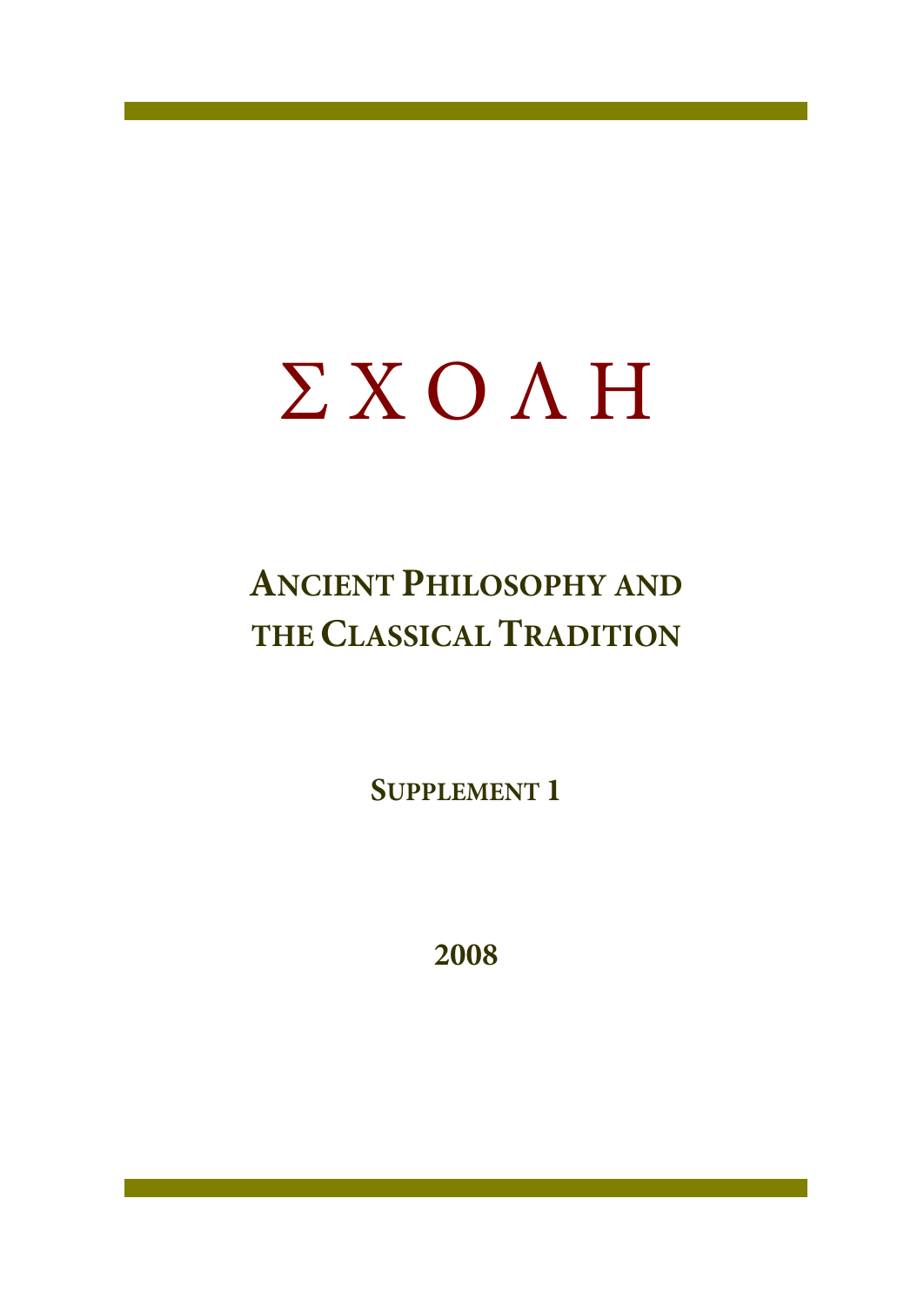# Σ Χ Ο Λ Η

## Ancient Philosophy and the Classical Tradition

### Supplement 1

### 2008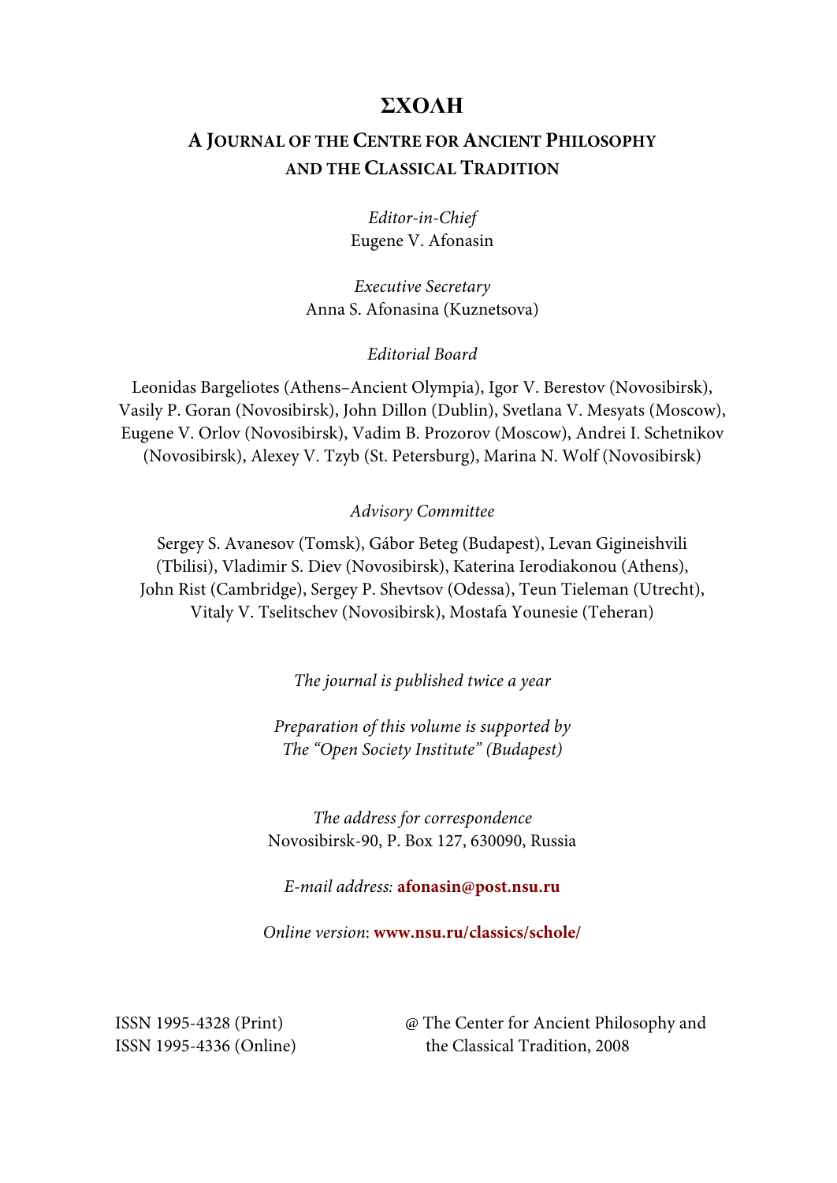# ΣΧΟΛΗ

## A Journal of the Centre for Ancient Philosophy and the Classical Tradition

*Editor-in-Chief*
Eugene V. Afonasin

*Executive Secretary*
Anna S. Afonasina (Kuznetsova)

*Editorial Board*

Leonidas Bargeliotes (Athens–Ancient Olympia), Igor V. Berestov (Novosibirsk), Vasily P. Goran (Novosibirsk), John Dillon (Dublin), Svetlana V. Mesyats (Moscow), Eugene V. Orlov (Novosibirsk), Vadim B. Prozorov (Moscow), Andrei I. Schetnikov (Novosibirsk), Alexey V. Tzyb (St. Petersburg), Marina N. Wolf (Novosibirsk)

*Advisory Committee*

Sergey S. Avanesov (Tomsk), Gábor Beteg (Budapest), Levan Gigineishvili (Tbilisi), Vladimir S. Diev (Novosibirsk), Katerina Ierodiakonou (Athens), John Rist (Cambridge), Sergey P. Shevtsov (Odessa), Teun Tieleman (Utrecht), Vitaly V. Tselitschev (Novosibirsk), Mostafa Younesie (Teheran)

*The journal is published twice a year*

*Preparation of this volume is supported by The "Open Society Institute" (Budapest)*

*The address for correspondence*
Novosibirsk-90, P. Box 127, 630090, Russia

*E-mail address:* **afonasin@post.nsu.ru**

*Online version*: **www.nsu.ru/classics/schole/**

ISSN 1995-4328 (Print)
ISSN 1995-4336 (Online)

@ The Center for Ancient Philosophy and the Classical Tradition, 2008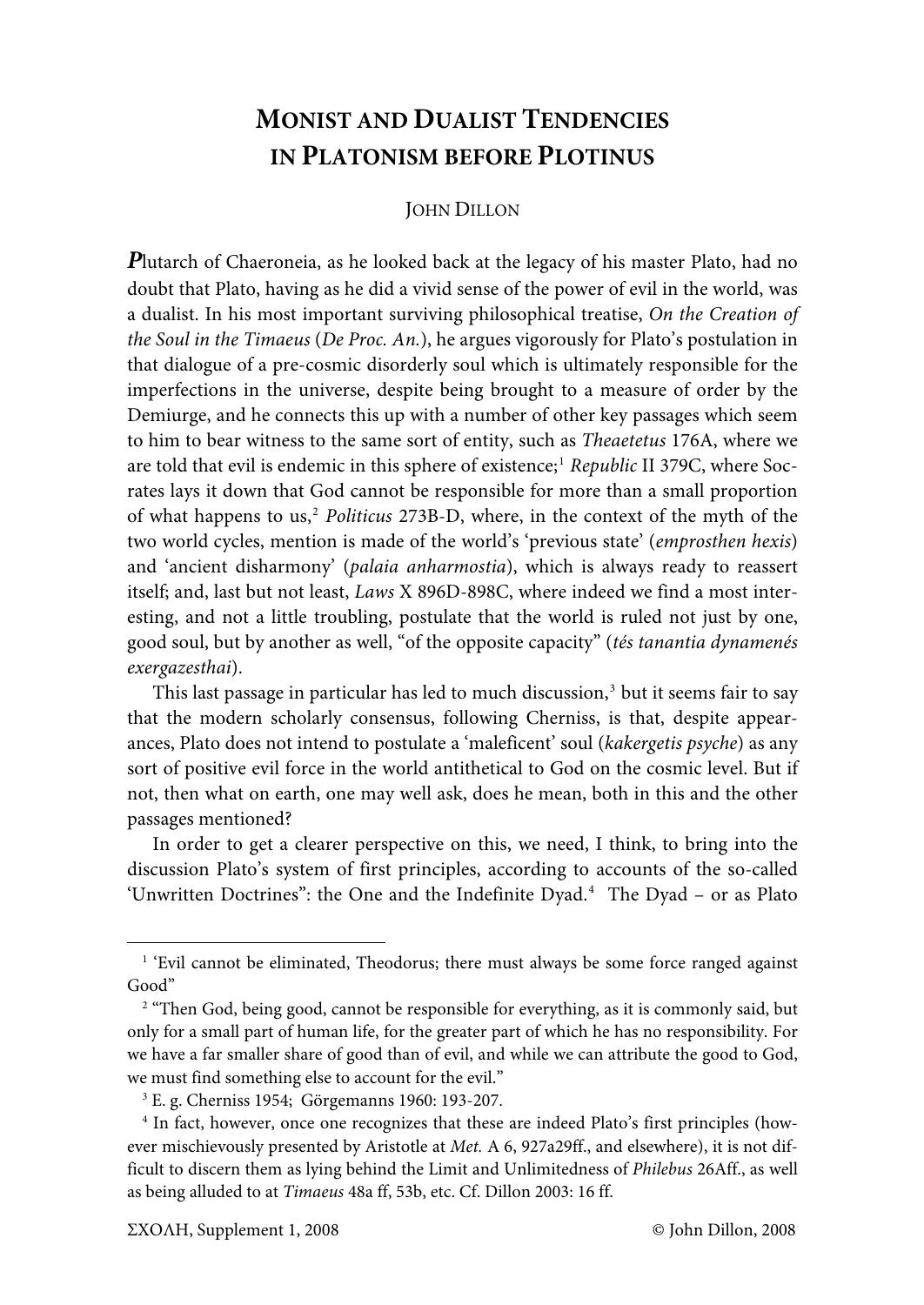# Monist and Dualist Tendencies in Platonism before Plotinus

John Dillon

**P**lutarch of Chaeroneia, as he looked back at the legacy of his master Plato, had no doubt that Plato, having as he did a vivid sense of the power of evil in the world, was a dualist. In his most important surviving philosophical treatise, *On the Creation of the Soul in the Timaeus* (*De Proc. An.*), he argues vigorously for Plato's postulation in that dialogue of a pre-cosmic disorderly soul which is ultimately responsible for the imperfections in the universe, despite being brought to a measure of order by the Demiurge, and he connects this up with a number of other key passages which seem to him to bear witness to the same sort of entity, such as *Theaetetus* 176A, where we are told that evil is endemic in this sphere of existence;[1] *Republic* II 379C, where Socrates lays it down that God cannot be responsible for more than a small proportion of what happens to us,[2] *Politicus* 273B-D, where, in the context of the myth of the two world cycles, mention is made of the world's 'previous state' (*emprosthen hexis*) and 'ancient disharmony' (*palaia anharmostia*), which is always ready to reassert itself; and, last but not least, *Laws* X 896D-898C, where indeed we find a most interesting, and not a little troubling, postulate that the world is ruled not just by one, good soul, but by another as well, "of the opposite capacity" (*tés tanantia dynamenés exergazesthai*).

This last passage in particular has led to much discussion,[3] but it seems fair to say that the modern scholarly consensus, following Cherniss, is that, despite appearances, Plato does not intend to postulate a 'maleficent' soul (*kakergetis psyche*) as any sort of positive evil force in the world antithetical to God on the cosmic level. But if not, then what on earth, one may well ask, does he mean, both in this and the other passages mentioned?

In order to get a clearer perspective on this, we need, I think, to bring into the discussion Plato's system of first principles, according to accounts of the so-called 'Unwritten Doctrines": the One and the Indefinite Dyad.[4] The Dyad – or as Plato

---

[1] 'Evil cannot be eliminated, Theodorus; there must always be some force ranged against Good"

[2] "Then God, being good, cannot be responsible for everything, as it is commonly said, but only for a small part of human life, for the greater part of which he has no responsibility. For we have a far smaller share of good than of evil, and while we can attribute the good to God, we must find something else to account for the evil."

[3] E. g. Cherniss 1954; Görgemanns 1960: 193-207.

[4] In fact, however, once one recognizes that these are indeed Plato's first principles (however mischievously presented by Aristotle at *Met.* A 6, 927a29ff., and elsewhere), it is not difficult to discern them as lying behind the Limit and Unlimitedness of *Philebus* 26Aff., as well as being alluded to at *Timaeus* 48a ff, 53b, etc. Cf. Dillon 2003: 16 ff.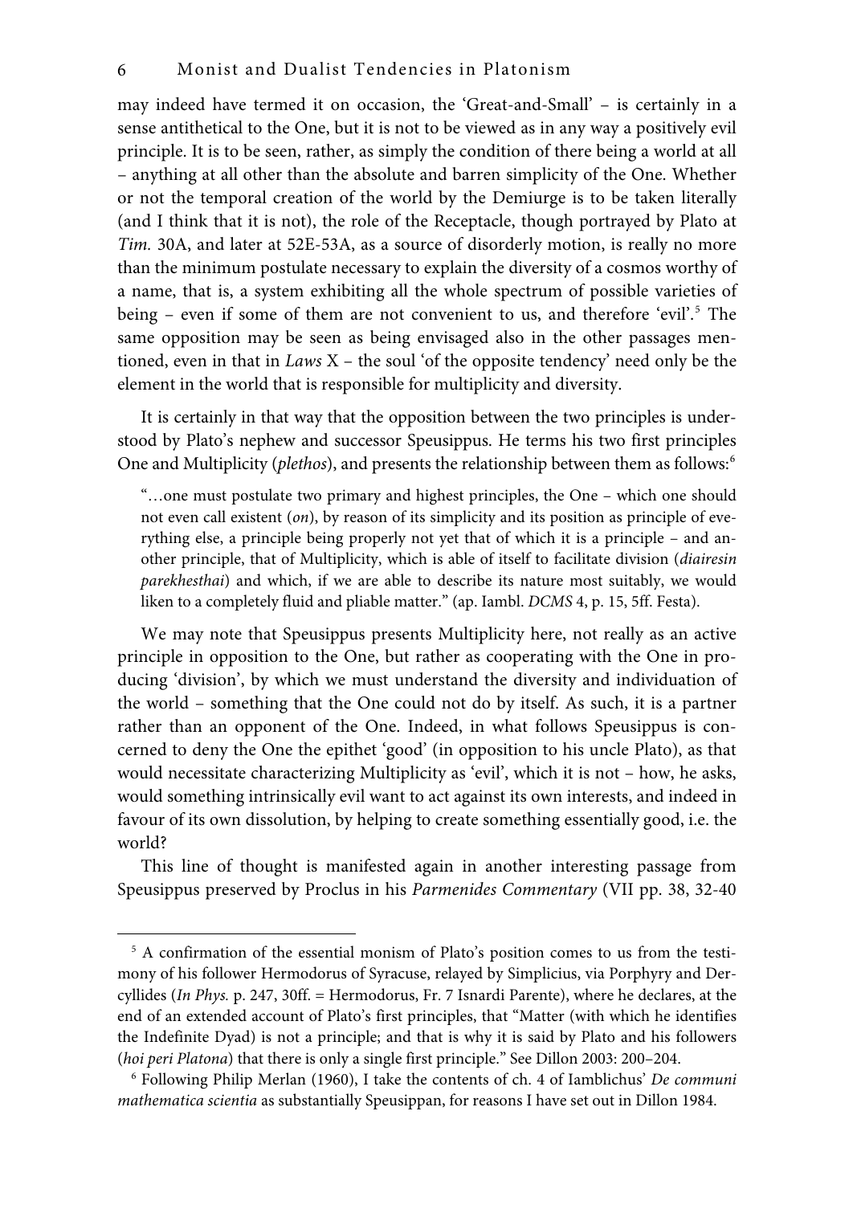may indeed have termed it on occasion, the 'Great-and-Small' – is certainly in a sense antithetical to the One, but it is not to be viewed as in any way a positively evil principle. It is to be seen, rather, as simply the condition of there being a world at all – anything at all other than the absolute and barren simplicity of the One. Whether or not the temporal creation of the world by the Demiurge is to be taken literally (and I think that it is not), the role of the Receptacle, though portrayed by Plato at *Tim.* 30A, and later at 52E-53A, as a source of disorderly motion, is really no more than the minimum postulate necessary to explain the diversity of a cosmos worthy of a name, that is, a system exhibiting all the whole spectrum of possible varieties of being – even if some of them are not convenient to us, and therefore 'evil'.[5] The same opposition may be seen as being envisaged also in the other passages mentioned, even in that in *Laws* X – the soul 'of the opposite tendency' need only be the element in the world that is responsible for multiplicity and diversity.

It is certainly in that way that the opposition between the two principles is understood by Plato's nephew and successor Speusippus. He terms his two first principles One and Multiplicity (*plethos*), and presents the relationship between them as follows:[6]

> "…one must postulate two primary and highest principles, the One – which one should not even call existent (*on*), by reason of its simplicity and its position as principle of everything else, a principle being properly not yet that of which it is a principle – and another principle, that of Multiplicity, which is able of itself to facilitate division (*diairesin parekhesthai*) and which, if we are able to describe its nature most suitably, we would liken to a completely fluid and pliable matter." (ap. Iambl. *DCMS* 4, p. 15, 5ff. Festa).

We may note that Speusippus presents Multiplicity here, not really as an active principle in opposition to the One, but rather as cooperating with the One in producing 'division', by which we must understand the diversity and individuation of the world – something that the One could not do by itself. As such, it is a partner rather than an opponent of the One. Indeed, in what follows Speusippus is concerned to deny the One the epithet 'good' (in opposition to his uncle Plato), as that would necessitate characterizing Multiplicity as 'evil', which it is not – how, he asks, would something intrinsically evil want to act against its own interests, and indeed in favour of its own dissolution, by helping to create something essentially good, i.e. the world?

This line of thought is manifested again in another interesting passage from Speusippus preserved by Proclus in his *Parmenides Commentary* (VII pp. 38, 32-40

---

[5] A confirmation of the essential monism of Plato's position comes to us from the testimony of his follower Hermodorus of Syracuse, relayed by Simplicius, via Porphyry and Dercyllides (*In Phys.* p. 247, 30ff. = Hermodorus, Fr. 7 Isnardi Parente), where he declares, at the end of an extended account of Plato's first principles, that "Matter (with which he identifies the Indefinite Dyad) is not a principle; and that is why it is said by Plato and his followers (*hoi peri Platona*) that there is only a single first principle." See Dillon 2003: 200–204.

[6] Following Philip Merlan (1960), I take the contents of ch. 4 of Iamblichus' *De communi mathematica scientia* as substantially Speusippan, for reasons I have set out in Dillon 1984.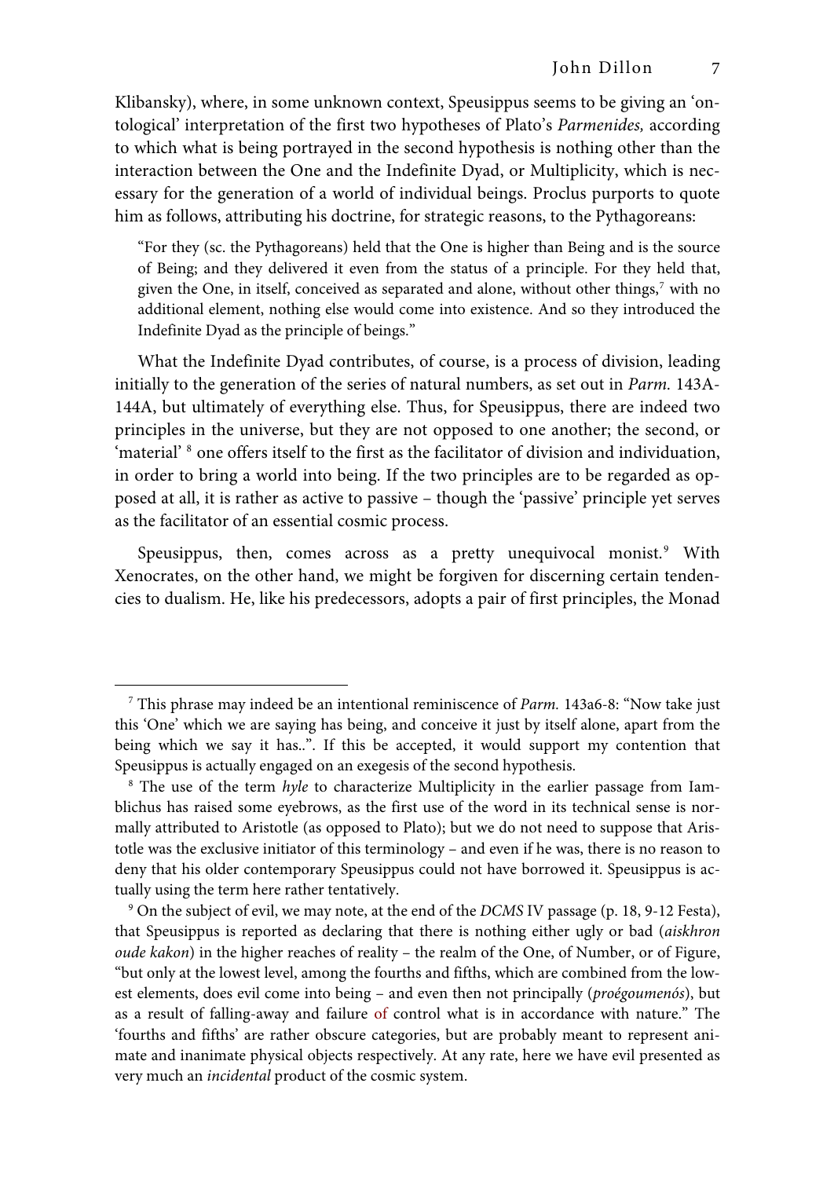Klibansky), where, in some unknown context, Speusippus seems to be giving an 'ontological' interpretation of the first two hypotheses of Plato's *Parmenides,* according to which what is being portrayed in the second hypothesis is nothing other than the interaction between the One and the Indefinite Dyad, or Multiplicity, which is necessary for the generation of a world of individual beings. Proclus purports to quote him as follows, attributing his doctrine, for strategic reasons, to the Pythagoreans:

> "For they (sc. the Pythagoreans) held that the One is higher than Being and is the source of Being; and they delivered it even from the status of a principle. For they held that, given the One, in itself, conceived as separated and alone, without other things,[7] with no additional element, nothing else would come into existence. And so they introduced the Indefinite Dyad as the principle of beings."

What the Indefinite Dyad contributes, of course, is a process of division, leading initially to the generation of the series of natural numbers, as set out in *Parm.* 143A-144A, but ultimately of everything else. Thus, for Speusippus, there are indeed two principles in the universe, but they are not opposed to one another; the second, or 'material' [8] one offers itself to the first as the facilitator of division and individuation, in order to bring a world into being. If the two principles are to be regarded as opposed at all, it is rather as active to passive – though the 'passive' principle yet serves as the facilitator of an essential cosmic process.

Speusippus, then, comes across as a pretty unequivocal monist.[9] With Xenocrates, on the other hand, we might be forgiven for discerning certain tendencies to dualism. He, like his predecessors, adopts a pair of first principles, the Monad

---

[7] This phrase may indeed be an intentional reminiscence of *Parm.* 143a6-8: "Now take just this 'One' which we are saying has being, and conceive it just by itself alone, apart from the being which we say it has..". If this be accepted, it would support my contention that Speusippus is actually engaged on an exegesis of the second hypothesis.

[8] The use of the term *hyle* to characterize Multiplicity in the earlier passage from Iamblichus has raised some eyebrows, as the first use of the word in its technical sense is normally attributed to Aristotle (as opposed to Plato); but we do not need to suppose that Aristotle was the exclusive initiator of this terminology – and even if he was, there is no reason to deny that his older contemporary Speusippus could not have borrowed it. Speusippus is actually using the term here rather tentatively.

[9] On the subject of evil, we may note, at the end of the *DCMS* IV passage (p. 18, 9-12 Festa), that Speusippus is reported as declaring that there is nothing either ugly or bad (*aiskhron oude kakon*) in the higher reaches of reality – the realm of the One, of Number, or of Figure, "but only at the lowest level, among the fourths and fifths, which are combined from the lowest elements, does evil come into being – and even then not principally (*proégoumenós*), but as a result of falling-away and failure of control what is in accordance with nature." The 'fourths and fifths' are rather obscure categories, but are probably meant to represent animate and inanimate physical objects respectively. At any rate, here we have evil presented as very much an *incidental* product of the cosmic system.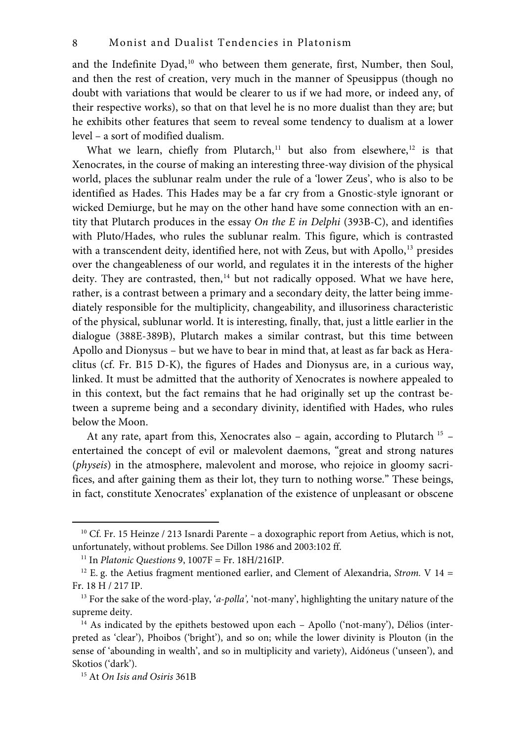and the Indefinite Dyad,[10] who between them generate, first, Number, then Soul, and then the rest of creation, very much in the manner of Speusippus (though no doubt with variations that would be clearer to us if we had more, or indeed any, of their respective works), so that on that level he is no more dualist than they are; but he exhibits other features that seem to reveal some tendency to dualism at a lower level – a sort of modified dualism.

What we learn, chiefly from Plutarch,[11] but also from elsewhere,[12] is that Xenocrates, in the course of making an interesting three-way division of the physical world, places the sublunar realm under the rule of a 'lower Zeus', who is also to be identified as Hades. This Hades may be a far cry from a Gnostic-style ignorant or wicked Demiurge, but he may on the other hand have some connection with an entity that Plutarch produces in the essay *On the E in Delphi* (393B-C), and identifies with Pluto/Hades, who rules the sublunar realm. This figure, which is contrasted with a transcendent deity, identified here, not with Zeus, but with Apollo,[13] presides over the changeableness of our world, and regulates it in the interests of the higher deity. They are contrasted, then,[14] but not radically opposed. What we have here, rather, is a contrast between a primary and a secondary deity, the latter being immediately responsible for the multiplicity, changeability, and illusoriness characteristic of the physical, sublunar world. It is interesting, finally, that, just a little earlier in the dialogue (388E-389B), Plutarch makes a similar contrast, but this time between Apollo and Dionysus – but we have to bear in mind that, at least as far back as Heraclitus (cf. Fr. B15 D-K), the figures of Hades and Dionysus are, in a curious way, linked. It must be admitted that the authority of Xenocrates is nowhere appealed to in this context, but the fact remains that he had originally set up the contrast between a supreme being and a secondary divinity, identified with Hades, who rules below the Moon.

At any rate, apart from this, Xenocrates also – again, according to Plutarch [15] – entertained the concept of evil or malevolent daemons, "great and strong natures (*physeis*) in the atmosphere, malevolent and morose, who rejoice in gloomy sacrifices, and after gaining them as their lot, they turn to nothing worse." These beings, in fact, constitute Xenocrates' explanation of the existence of unpleasant or obscene

---

[10] Cf. Fr. 15 Heinze / 213 Isnardi Parente – a doxographic report from Aetius, which is not, unfortunately, without problems. See Dillon 1986 and 2003:102 ff.

[11] In *Platonic Questions* 9, 1007F = Fr. 18H/216IP.

[12] E. g. the Aetius fragment mentioned earlier, and Clement of Alexandria, *Strom.* V 14 = Fr. 18 H / 217 IP.

[13] For the sake of the word-play, '*a-polla'*, 'not-many', highlighting the unitary nature of the supreme deity.

[14] As indicated by the epithets bestowed upon each – Apollo ('not-many'), Délios (interpreted as 'clear'), Phoibos ('bright'), and so on; while the lower divinity is Plouton (in the sense of 'abounding in wealth', and so in multiplicity and variety), Aidóneus ('unseen'), and Skotios ('dark').

[15] At *On Isis and Osiris* 361B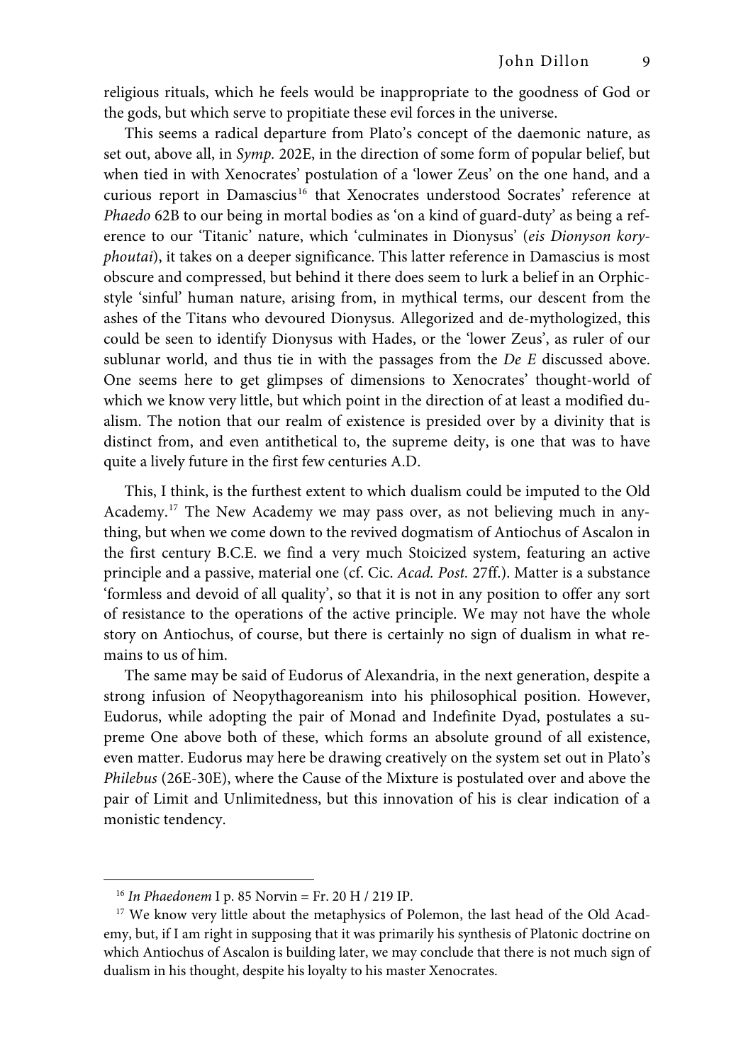religious rituals, which he feels would be inappropriate to the goodness of God or the gods, but which serve to propitiate these evil forces in the universe.

This seems a radical departure from Plato's concept of the daemonic nature, as set out, above all, in *Symp.* 202E, in the direction of some form of popular belief, but when tied in with Xenocrates' postulation of a 'lower Zeus' on the one hand, and a curious report in Damascius[16] that Xenocrates understood Socrates' reference at *Phaedo* 62B to our being in mortal bodies as 'on a kind of guard-duty' as being a reference to our 'Titanic' nature, which 'culminates in Dionysus' (*eis Dionyson koryphoutai*), it takes on a deeper significance. This latter reference in Damascius is most obscure and compressed, but behind it there does seem to lurk a belief in an Orphic-style 'sinful' human nature, arising from, in mythical terms, our descent from the ashes of the Titans who devoured Dionysus. Allegorized and de-mythologized, this could be seen to identify Dionysus with Hades, or the 'lower Zeus', as ruler of our sublunar world, and thus tie in with the passages from the *De E* discussed above. One seems here to get glimpses of dimensions to Xenocrates' thought-world of which we know very little, but which point in the direction of at least a modified dualism. The notion that our realm of existence is presided over by a divinity that is distinct from, and even antithetical to, the supreme deity, is one that was to have quite a lively future in the first few centuries A.D.

This, I think, is the furthest extent to which dualism could be imputed to the Old Academy.[17] The New Academy we may pass over, as not believing much in anything, but when we come down to the revived dogmatism of Antiochus of Ascalon in the first century B.C.E. we find a very much Stoicized system, featuring an active principle and a passive, material one (cf. Cic. *Acad. Post.* 27ff.). Matter is a substance 'formless and devoid of all quality', so that it is not in any position to offer any sort of resistance to the operations of the active principle. We may not have the whole story on Antiochus, of course, but there is certainly no sign of dualism in what remains to us of him.

The same may be said of Eudorus of Alexandria, in the next generation, despite a strong infusion of Neopythagoreanism into his philosophical position. However, Eudorus, while adopting the pair of Monad and Indefinite Dyad, postulates a supreme One above both of these, which forms an absolute ground of all existence, even matter. Eudorus may here be drawing creatively on the system set out in Plato's *Philebus* (26E-30E), where the Cause of the Mixture is postulated over and above the pair of Limit and Unlimitedness, but this innovation of his is clear indication of a monistic tendency.

---

[16] *In Phaedonem* I p. 85 Norvin = Fr. 20 H / 219 IP.

[17] We know very little about the metaphysics of Polemon, the last head of the Old Academy, but, if I am right in supposing that it was primarily his synthesis of Platonic doctrine on which Antiochus of Ascalon is building later, we may conclude that there is not much sign of dualism in his thought, despite his loyalty to his master Xenocrates.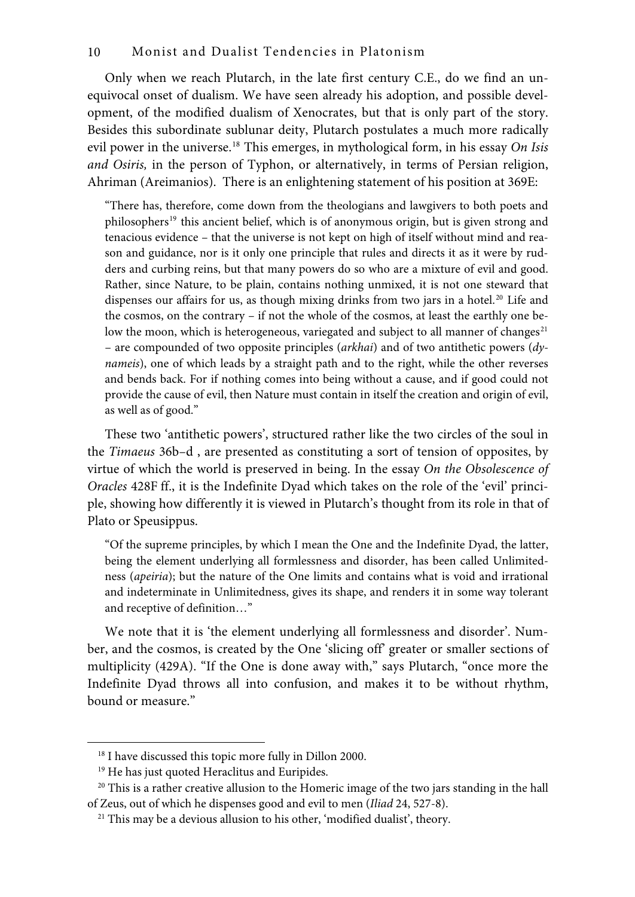Only when we reach Plutarch, in the late first century C.E., do we find an unequivocal onset of dualism. We have seen already his adoption, and possible development, of the modified dualism of Xenocrates, but that is only part of the story. Besides this subordinate sublunar deity, Plutarch postulates a much more radically evil power in the universe.[18] This emerges, in mythological form, in his essay *On Isis and Osiris,* in the person of Typhon, or alternatively, in terms of Persian religion, Ahriman (Areimanios). There is an enlightening statement of his position at 369E:

> "There has, therefore, come down from the theologians and lawgivers to both poets and philosophers[19] this ancient belief, which is of anonymous origin, but is given strong and tenacious evidence – that the universe is not kept on high of itself without mind and reason and guidance, nor is it only one principle that rules and directs it as it were by rudders and curbing reins, but that many powers do so who are a mixture of evil and good. Rather, since Nature, to be plain, contains nothing unmixed, it is not one steward that dispenses our affairs for us, as though mixing drinks from two jars in a hotel.[20] Life and the cosmos, on the contrary – if not the whole of the cosmos, at least the earthly one below the moon, which is heterogeneous, variegated and subject to all manner of changes[21] – are compounded of two opposite principles (*arkhai*) and of two antithetic powers (*dynameis*), one of which leads by a straight path and to the right, while the other reverses and bends back. For if nothing comes into being without a cause, and if good could not provide the cause of evil, then Nature must contain in itself the creation and origin of evil, as well as of good."

These two 'antithetic powers', structured rather like the two circles of the soul in the *Timaeus* 36b–d , are presented as constituting a sort of tension of opposites, by virtue of which the world is preserved in being. In the essay *On the Obsolescence of Oracles* 428F ff., it is the Indefinite Dyad which takes on the role of the 'evil' principle, showing how differently it is viewed in Plutarch's thought from its role in that of Plato or Speusippus.

> "Of the supreme principles, by which I mean the One and the Indefinite Dyad, the latter, being the element underlying all formlessness and disorder, has been called Unlimitedness (*apeiria*); but the nature of the One limits and contains what is void and irrational and indeterminate in Unlimitedness, gives its shape, and renders it in some way tolerant and receptive of definition…"

We note that it is 'the element underlying all formlessness and disorder'. Number, and the cosmos, is created by the One 'slicing off' greater or smaller sections of multiplicity (429A). "If the One is done away with," says Plutarch, "once more the Indefinite Dyad throws all into confusion, and makes it to be without rhythm, bound or measure."

---

[18] I have discussed this topic more fully in Dillon 2000.

[19] He has just quoted Heraclitus and Euripides.

[20] This is a rather creative allusion to the Homeric image of the two jars standing in the hall of Zeus, out of which he dispenses good and evil to men (*Iliad* 24, 527-8).

[21] This may be a devious allusion to his other, 'modified dualist', theory.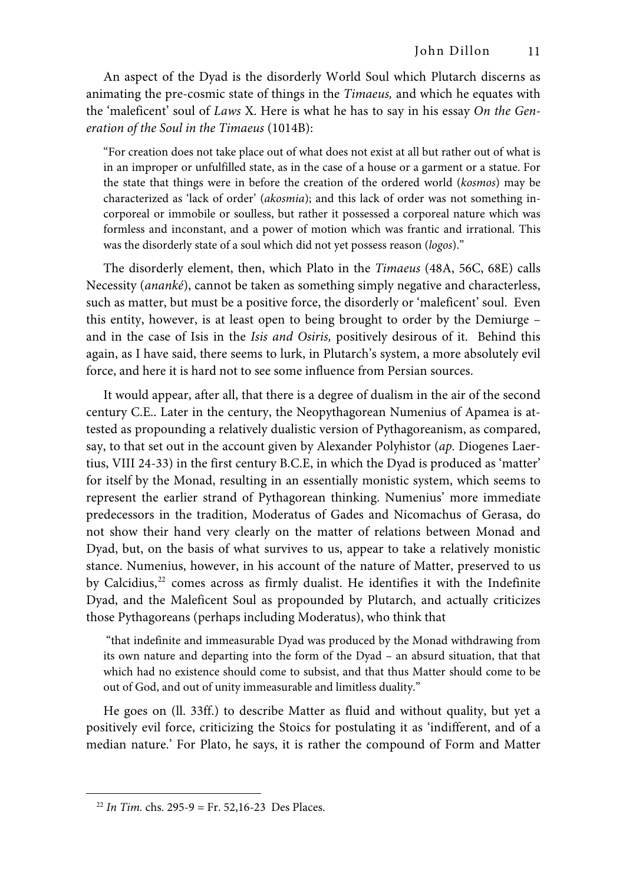An aspect of the Dyad is the disorderly World Soul which Plutarch discerns as animating the pre-cosmic state of things in the *Timaeus,* and which he equates with the 'maleficent' soul of *Laws* X. Here is what he has to say in his essay *On the Generation of the Soul in the Timaeus* (1014B):

> "For creation does not take place out of what does not exist at all but rather out of what is in an improper or unfulfilled state, as in the case of a house or a garment or a statue. For the state that things were in before the creation of the ordered world (*kosmos*) may be characterized as 'lack of order' (*akosmia*); and this lack of order was not something incorporeal or immobile or soulless, but rather it possessed a corporeal nature which was formless and inconstant, and a power of motion which was frantic and irrational. This was the disorderly state of a soul which did not yet possess reason (*logos*)."

The disorderly element, then, which Plato in the *Timaeus* (48A, 56C, 68E) calls Necessity (*ananké*), cannot be taken as something simply negative and characterless, such as matter, but must be a positive force, the disorderly or 'maleficent' soul. Even this entity, however, is at least open to being brought to order by the Demiurge – and in the case of Isis in the *Isis and Osiris,* positively desirous of it. Behind this again, as I have said, there seems to lurk, in Plutarch's system, a more absolutely evil force, and here it is hard not to see some influence from Persian sources.

It would appear, after all, that there is a degree of dualism in the air of the second century C.E.. Later in the century, the Neopythagorean Numenius of Apamea is attested as propounding a relatively dualistic version of Pythagoreanism, as compared, say, to that set out in the account given by Alexander Polyhistor (*ap.* Diogenes Laertius, VIII 24-33) in the first century B.C.E, in which the Dyad is produced as 'matter' for itself by the Monad, resulting in an essentially monistic system, which seems to represent the earlier strand of Pythagorean thinking. Numenius' more immediate predecessors in the tradition, Moderatus of Gades and Nicomachus of Gerasa, do not show their hand very clearly on the matter of relations between Monad and Dyad, but, on the basis of what survives to us, appear to take a relatively monistic stance. Numenius, however, in his account of the nature of Matter, preserved to us by Calcidius,[22] comes across as firmly dualist. He identifies it with the Indefinite Dyad, and the Maleficent Soul as propounded by Plutarch, and actually criticizes those Pythagoreans (perhaps including Moderatus), who think that

> "that indefinite and immeasurable Dyad was produced by the Monad withdrawing from its own nature and departing into the form of the Dyad – an absurd situation, that that which had no existence should come to subsist, and that thus Matter should come to be out of God, and out of unity immeasurable and limitless duality."

He goes on (ll. 33ff.) to describe Matter as fluid and without quality, but yet a positively evil force, criticizing the Stoics for postulating it as 'indifferent, and of a median nature.' For Plato, he says, it is rather the compound of Form and Matter

---

[22] *In Tim.* chs. 295-9 = Fr. 52,16-23 Des Places.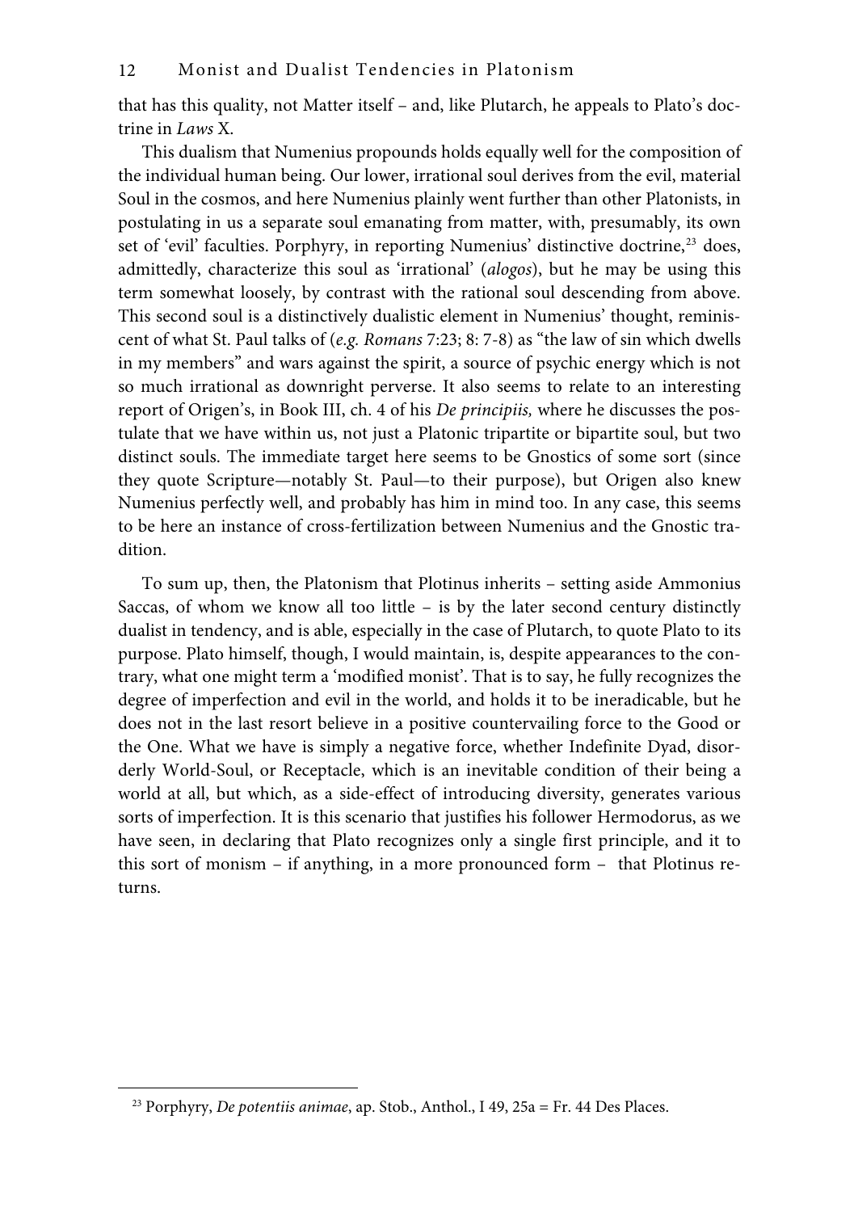that has this quality, not Matter itself – and, like Plutarch, he appeals to Plato's doctrine in *Laws* X.

This dualism that Numenius propounds holds equally well for the composition of the individual human being. Our lower, irrational soul derives from the evil, material Soul in the cosmos, and here Numenius plainly went further than other Platonists, in postulating in us a separate soul emanating from matter, with, presumably, its own set of 'evil' faculties. Porphyry, in reporting Numenius' distinctive doctrine,[23] does, admittedly, characterize this soul as 'irrational' (*alogos*), but he may be using this term somewhat loosely, by contrast with the rational soul descending from above. This second soul is a distinctively dualistic element in Numenius' thought, reminiscent of what St. Paul talks of (*e.g. Romans* 7:23; 8: 7-8) as "the law of sin which dwells in my members" and wars against the spirit, a source of psychic energy which is not so much irrational as downright perverse. It also seems to relate to an interesting report of Origen's, in Book III, ch. 4 of his *De principiis,* where he discusses the postulate that we have within us, not just a Platonic tripartite or bipartite soul, but two distinct souls. The immediate target here seems to be Gnostics of some sort (since they quote Scripture—notably St. Paul—to their purpose), but Origen also knew Numenius perfectly well, and probably has him in mind too. In any case, this seems to be here an instance of cross-fertilization between Numenius and the Gnostic tradition.

To sum up, then, the Platonism that Plotinus inherits – setting aside Ammonius Saccas, of whom we know all too little – is by the later second century distinctly dualist in tendency, and is able, especially in the case of Plutarch, to quote Plato to its purpose. Plato himself, though, I would maintain, is, despite appearances to the contrary, what one might term a 'modified monist'. That is to say, he fully recognizes the degree of imperfection and evil in the world, and holds it to be ineradicable, but he does not in the last resort believe in a positive countervailing force to the Good or the One. What we have is simply a negative force, whether Indefinite Dyad, disorderly World-Soul, or Receptacle, which is an inevitable condition of their being a world at all, but which, as a side-effect of introducing diversity, generates various sorts of imperfection. It is this scenario that justifies his follower Hermodorus, as we have seen, in declaring that Plato recognizes only a single first principle, and it to this sort of monism – if anything, in a more pronounced form – that Plotinus returns.

---

[23] Porphyry, *De potentiis animae*, ap. Stob., Anthol., I 49, 25a = Fr. 44 Des Places.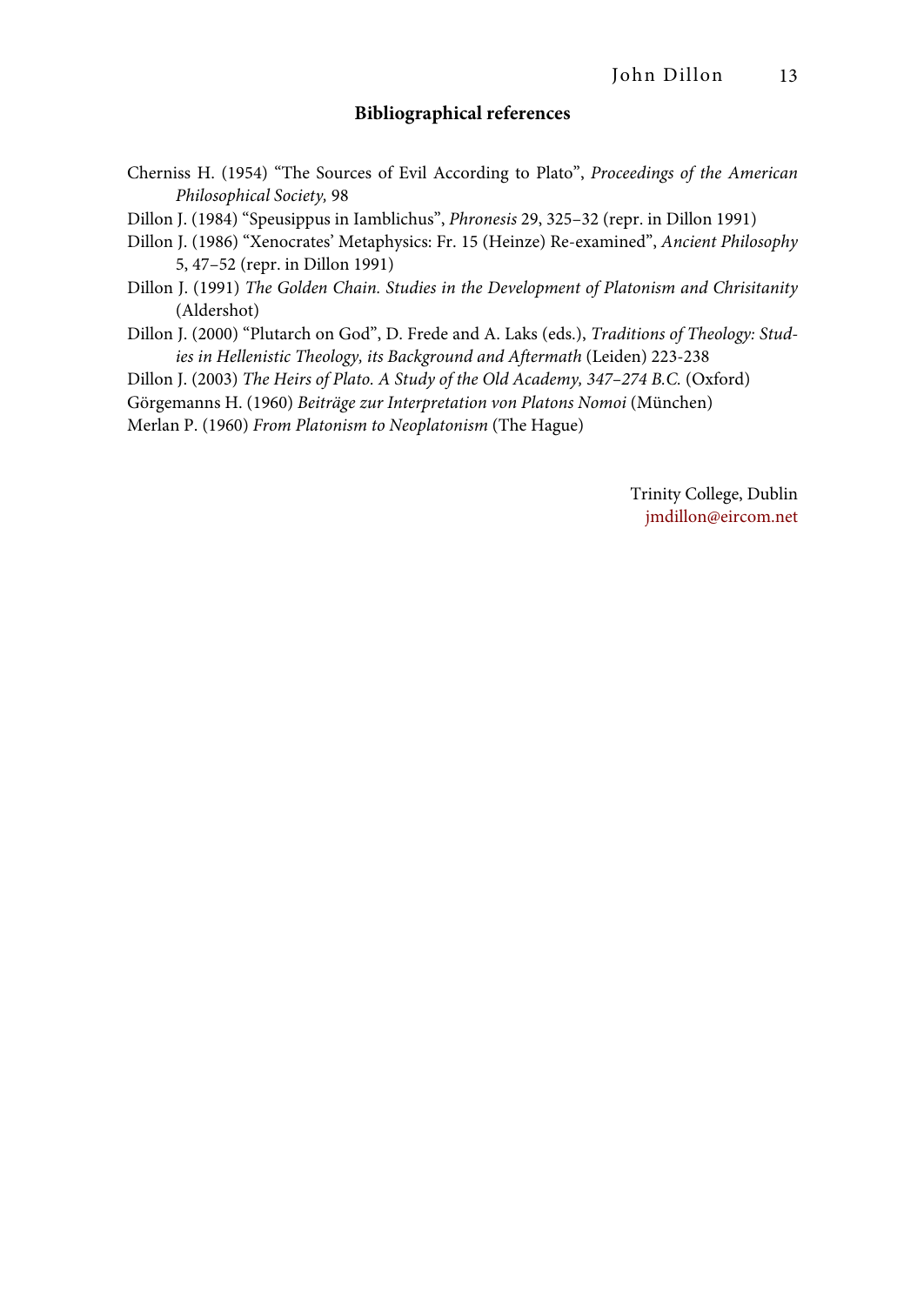## Bibliographical references

Cherniss H. (1954) "The Sources of Evil According to Plato", *Proceedings of the American Philosophical Society,* 98

Dillon J. (1984) "Speusippus in Iamblichus", *Phronesis* 29, 325–32 (repr. in Dillon 1991)

Dillon J. (1986) "Xenocrates' Metaphysics: Fr. 15 (Heinze) Re-examined", *Ancient Philosophy* 5, 47–52 (repr. in Dillon 1991)

Dillon J. (1991) *The Golden Chain. Studies in the Development of Platonism and Chrisitanity* (Aldershot)

Dillon J. (2000) "Plutarch on God", D. Frede and A. Laks (eds.), *Traditions of Theology: Studies in Hellenistic Theology, its Background and Aftermath* (Leiden) 223-238

Dillon J. (2003) *The Heirs of Plato. A Study of the Old Academy, 347–274 B.C.* (Oxford)

Görgemanns H. (1960) *Beiträge zur Interpretation von Platons Nomoi* (München)

Merlan P. (1960) *From Platonism to Neoplatonism* (The Hague)

Trinity College, Dublin
jmdillon@eircom.net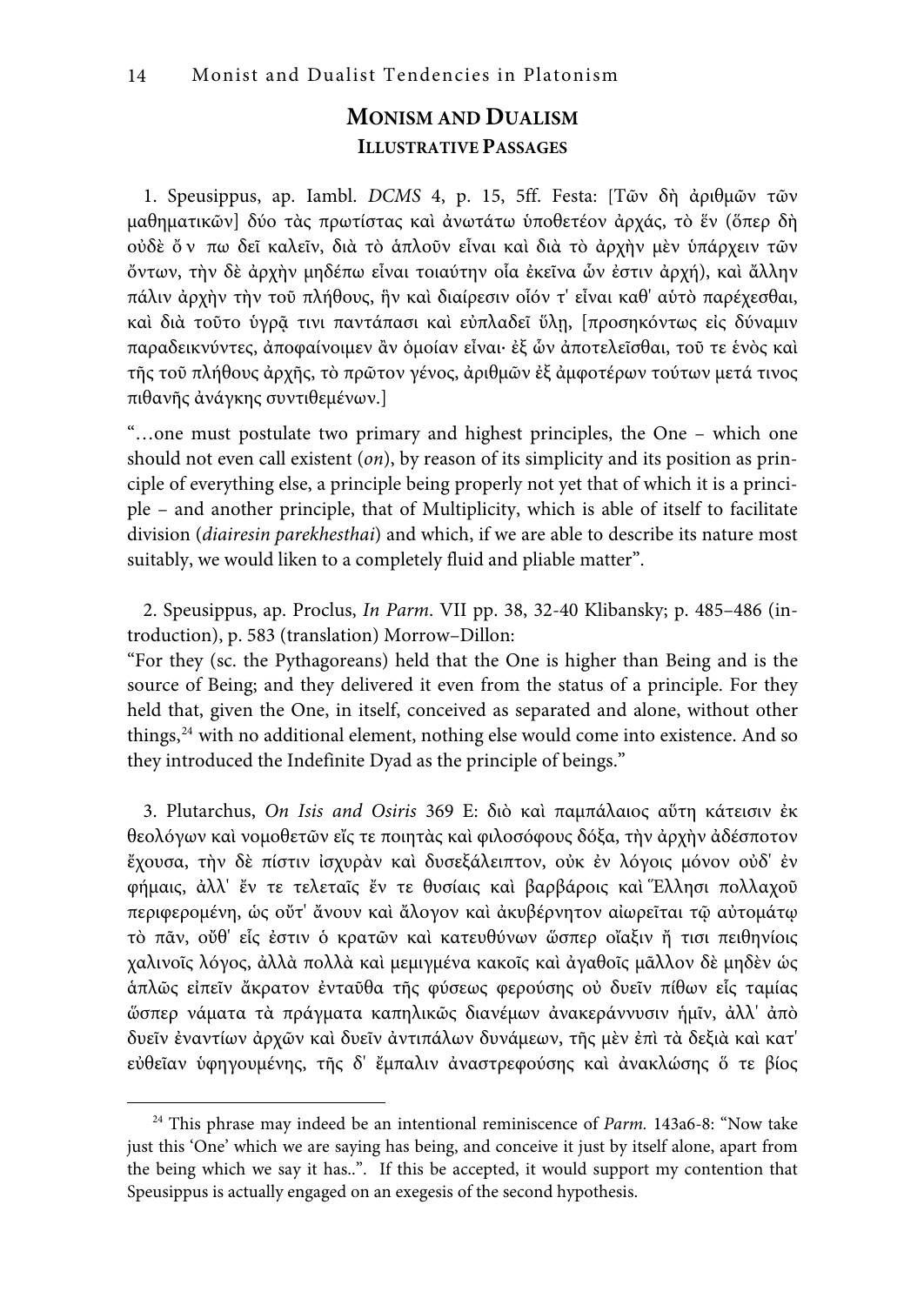## MONISM AND DUALISM
### ILLUSTRATIVE PASSAGES

1. Speusippus, ap. Iambl. *DCMS* 4, p. 15, 5ff. Festa: [Τῶν δὴ ἀριθμῶν τῶν μαθηματικῶν] δύο τὰς πρωτίστας καὶ ἀνωτάτω ὑποθετέον ἀρχάς, τὸ ἕν (ὅπερ δὴ οὐδὲ ὄ ν πω δεῖ καλεῖν, διὰ τὸ ἁπλοῦν εἶναι καὶ διὰ τὸ ἀρχὴν μὲν ὑπάρχειν τῶν ὄντων, τὴν δὲ ἀρχὴν μηδέπω εἶναι τοιαύτην οἷα ἐκεῖνα ὧν ἐστιν ἀρχή), καὶ ἄλλην πάλιν ἀρχὴν τὴν τοῦ πλήθους, ἣν καὶ διαίρεσιν οἷόν τ' εἶναι καθ' αὑτὸ παρέχεσθαι, καὶ διὰ τοῦτο ὑγρᾷ τινι παντάπασι καὶ εὐπλαδεῖ ὕλῃ, [προσηκόντως εἰς δύναμιν παραδεικνύντες, ἀποφαίνοιμεν ἂν ὁμοίαν εἶναι· ἐξ ὧν ἀποτελεῖσθαι, τοῦ τε ἑνὸς καὶ τῆς τοῦ πλήθους ἀρχῆς, τὸ πρῶτον γένος, ἀριθμῶν ἐξ ἀμφοτέρων τούτων μετά τινος πιθανῆς ἀνάγκης συντιθεμένων.]

"…one must postulate two primary and highest principles, the One – which one should not even call existent (*on*), by reason of its simplicity and its position as principle of everything else, a principle being properly not yet that of which it is a principle – and another principle, that of Multiplicity, which is able of itself to facilitate division (*diairesin parekhesthai*) and which, if we are able to describe its nature most suitably, we would liken to a completely fluid and pliable matter".

2. Speusippus, ap. Proclus, *In Parm*. VII pp. 38, 32-40 Klibansky; p. 485–486 (introduction), p. 583 (translation) Morrow–Dillon:
"For they (sc. the Pythagoreans) held that the One is higher than Being and is the source of Being; and they delivered it even from the status of a principle. For they held that, given the One, in itself, conceived as separated and alone, without other things,[24] with no additional element, nothing else would come into existence. And so they introduced the Indefinite Dyad as the principle of beings."

3. Plutarchus, *On Isis and Osiris* 369 E: διὸ καὶ παμπάλαιος αὕτη κάτεισιν ἐκ θεολόγων καὶ νομοθετῶν εἴς τε ποιητὰς καὶ φιλοσόφους δόξα, τὴν ἀρχὴν ἀδέσποτον ἔχουσα, τὴν δὲ πίστιν ἰσχυρὰν καὶ δυσεξάλειπτον, οὐκ ἐν λόγοις μόνον οὐδ' ἐν φήμαις, ἀλλ' ἔν τε τελεταῖς ἔν τε θυσίαις καὶ βαρβάροις καὶ Ἕλλησι πολλαχοῦ περιφερομένη, ὡς οὔτ' ἄνουν καὶ ἄλογον καὶ ἀκυβέρνητον αἰωρεῖται τῷ αὐτομάτῳ τὸ πᾶν, οὔθ' εἷς ἐστιν ὁ κρατῶν καὶ κατευθύνων ὥσπερ οἴαξιν ἤ τισι πειθηνίοις χαλινοῖς λόγος, ἀλλὰ πολλὰ καὶ μεμιγμένα κακοῖς καὶ ἀγαθοῖς μᾶλλον δὲ μηδὲν ὡς ἁπλῶς εἰπεῖν ἄκρατον ἐνταῦθα τῆς φύσεως φερούσης οὐ δυεῖν πίθων εἷς ταμίας ὥσπερ νάματα τὰ πράγματα καπηλικῶς διανέμων ἀνακεράννυσιν ἡμῖν, ἀλλ' ἀπὸ δυεῖν ἐναντίων ἀρχῶν καὶ δυεῖν ἀντιπάλων δυνάμεων, τῆς μὲν ἐπὶ τὰ δεξιὰ καὶ κατ' εὐθεῖαν ὑφηγουμένης, τῆς δ' ἔμπαλιν ἀναστρεφούσης καὶ ἀνακλώσης ὅ τε βίος

[24] This phrase may indeed be an intentional reminiscence of *Parm.* 143a6-8: "Now take just this 'One' which we are saying has being, and conceive it just by itself alone, apart from the being which we say it has..". If this be accepted, it would support my contention that Speusippus is actually engaged on an exegesis of the second hypothesis.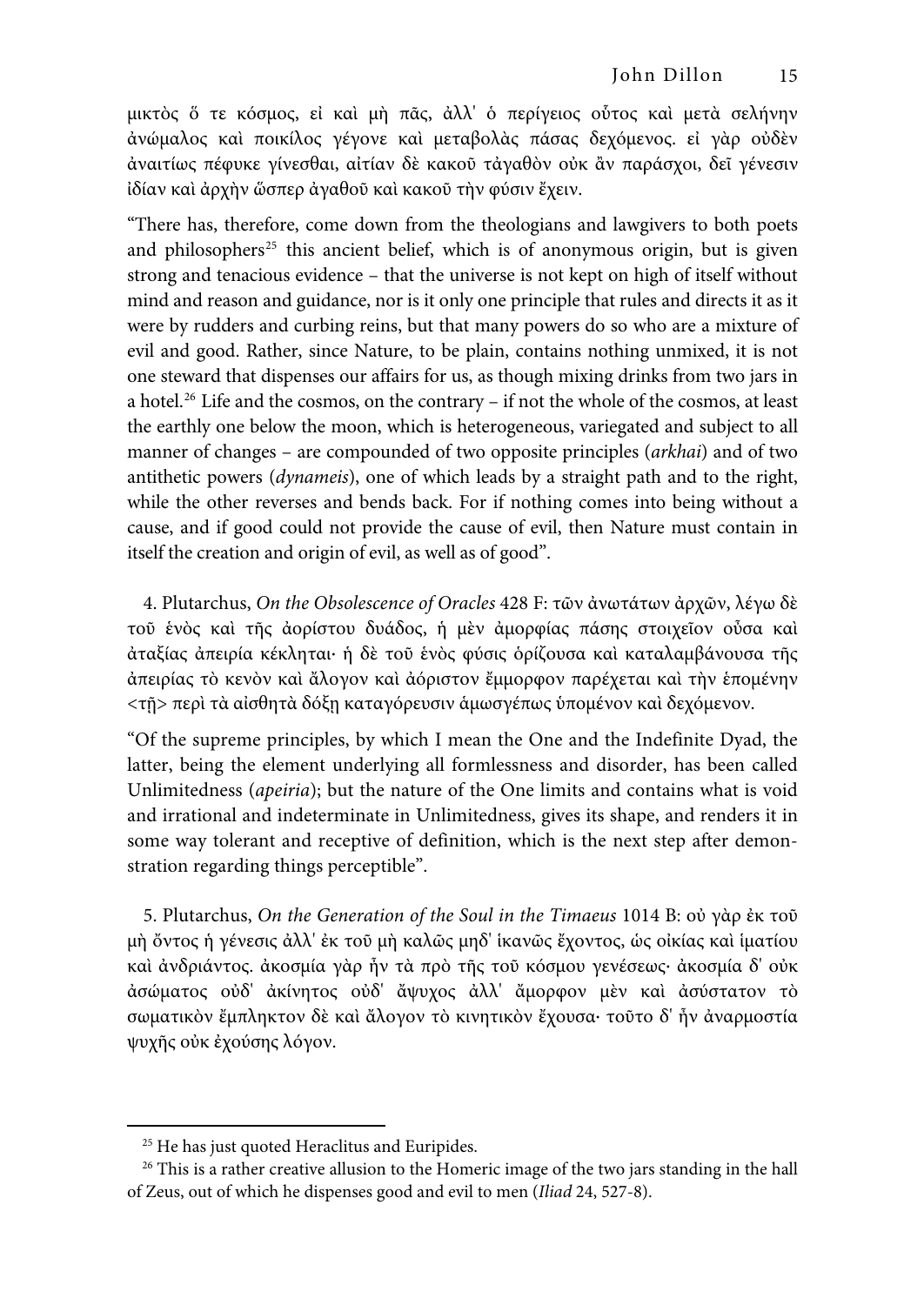μικτὸς ὅ τε κόσμος, εἰ καὶ μὴ πᾶς, ἀλλ' ὁ περίγειος οὗτος καὶ μετὰ σελήνην ἀνώμαλος καὶ ποικίλος γέγονε καὶ μεταβολὰς πάσας δεχόμενος. εἰ γὰρ οὐδὲν ἀναιτίως πέφυκε γίνεσθαι, αἰτίαν δὲ κακοῦ τἀγαθὸν οὐκ ἂν παράσχοι, δεῖ γένεσιν ἰδίαν καὶ ἀρχὴν ὥσπερ ἀγαθοῦ καὶ κακοῦ τὴν φύσιν ἔχειν.

"There has, therefore, come down from the theologians and lawgivers to both poets and philosophers[25] this ancient belief, which is of anonymous origin, but is given strong and tenacious evidence – that the universe is not kept on high of itself without mind and reason and guidance, nor is it only one principle that rules and directs it as it were by rudders and curbing reins, but that many powers do so who are a mixture of evil and good. Rather, since Nature, to be plain, contains nothing unmixed, it is not one steward that dispenses our affairs for us, as though mixing drinks from two jars in a hotel.[26] Life and the cosmos, on the contrary – if not the whole of the cosmos, at least the earthly one below the moon, which is heterogeneous, variegated and subject to all manner of changes – are compounded of two opposite principles (*arkhai*) and of two antithetic powers (*dynameis*), one of which leads by a straight path and to the right, while the other reverses and bends back. For if nothing comes into being without a cause, and if good could not provide the cause of evil, then Nature must contain in itself the creation and origin of evil, as well as of good".

4. Plutarchus, *On the Obsolescence of Oracles* 428 F: τῶν ἀνωτάτων ἀρχῶν, λέγω δὲ τοῦ ἑνὸς καὶ τῆς ἀορίστου δυάδος, ἡ μὲν ἀμορφίας πάσης στοιχεῖον οὖσα καὶ ἀταξίας ἀπειρία κέκληται· ἡ δὲ τοῦ ἑνὸς φύσις ὁρίζουσα καὶ καταλαμβάνουσα τῆς ἀπειρίας τὸ κενὸν καὶ ἄλογον καὶ ἀόριστον ἔμμορφον παρέχεται καὶ τὴν ἑπομένην <τῇ> περὶ τὰ αἰσθητὰ δόξῃ καταγόρευσιν ἁμωσγέπως ὑπομένον καὶ δεχόμενον.

"Of the supreme principles, by which I mean the One and the Indefinite Dyad, the latter, being the element underlying all formlessness and disorder, has been called Unlimitedness (*apeiria*); but the nature of the One limits and contains what is void and irrational and indeterminate in Unlimitedness, gives its shape, and renders it in some way tolerant and receptive of definition, which is the next step after demonstration regarding things perceptible".

5. Plutarchus, *On the Generation of the Soul in the Timaeus* 1014 B: οὐ γὰρ ἐκ τοῦ μὴ ὄντος ἡ γένεσις ἀλλ' ἐκ τοῦ μὴ καλῶς μηδ' ἱκανῶς ἔχοντος, ὡς οἰκίας καὶ ἱματίου καὶ ἀνδριάντος. ἀκοσμία γὰρ ἦν τὰ πρὸ τῆς τοῦ κόσμου γενέσεως· ἀκοσμία δ' οὐκ ἀσώματος οὐδ' ἀκίνητος οὐδ' ἄψυχος ἀλλ' ἄμορφον μὲν καὶ ἀσύστατον τὸ σωματικὸν ἔμπληκτον δὲ καὶ ἄλογον τὸ κινητικὸν ἔχουσα· τοῦτο δ' ἦν ἀναρμοστία ψυχῆς οὐκ ἐχούσης λόγον.

---

[25] He has just quoted Heraclitus and Euripides.

[26] This is a rather creative allusion to the Homeric image of the two jars standing in the hall of Zeus, out of which he dispenses good and evil to men (*Iliad* 24, 527-8).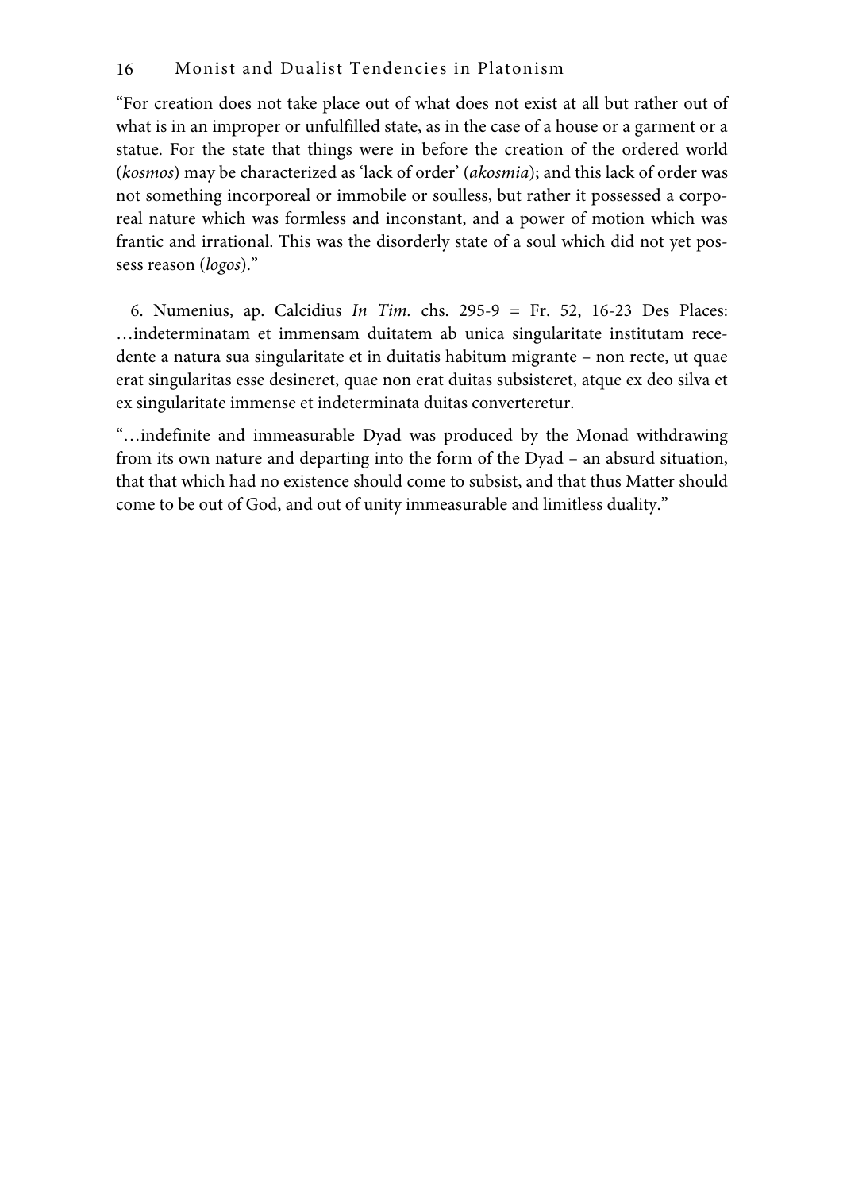"For creation does not take place out of what does not exist at all but rather out of what is in an improper or unfulfilled state, as in the case of a house or a garment or a statue. For the state that things were in before the creation of the ordered world (*kosmos*) may be characterized as 'lack of order' (*akosmia*); and this lack of order was not something incorporeal or immobile or soulless, but rather it possessed a corporeal nature which was formless and inconstant, and a power of motion which was frantic and irrational. This was the disorderly state of a soul which did not yet possess reason (*logos*)."

6. Numenius, ap. Calcidius *In Tim.* chs. 295-9 = Fr. 52, 16-23 Des Places: …indeterminatam et immensam duitatem ab unica singularitate institutam recedente a natura sua singularitate et in duitatis habitum migrante – non recte, ut quae erat singularitas esse desineret, quae non erat duitas subsisteret, atque ex deo silva et ex singularitate immense et indeterminata duitas converteretur.

"…indefinite and immeasurable Dyad was produced by the Monad withdrawing from its own nature and departing into the form of the Dyad – an absurd situation, that that which had no existence should come to subsist, and that thus Matter should come to be out of God, and out of unity immeasurable and limitless duality."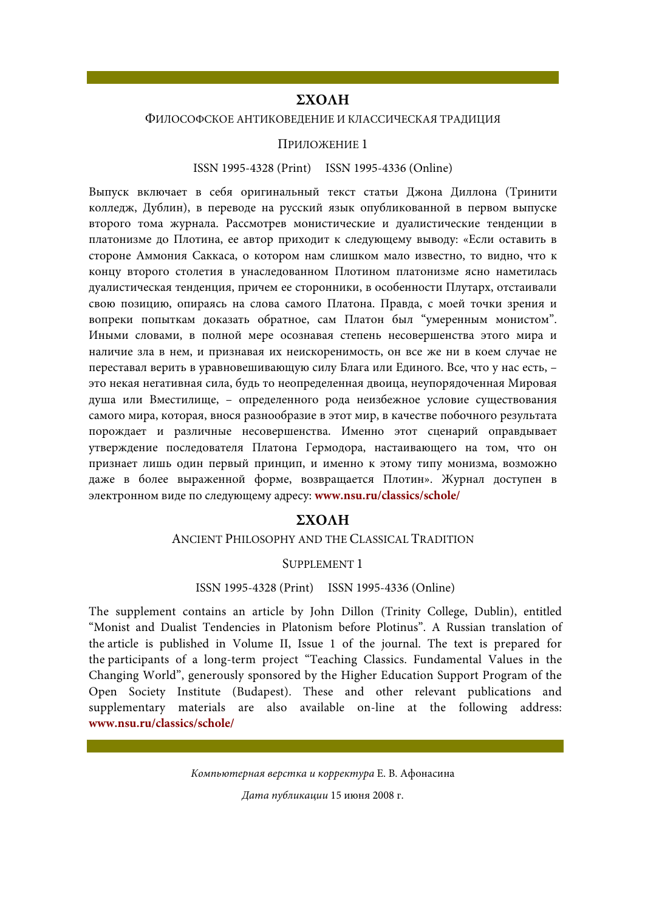# ΣΧΟΛΗ

ФИЛОСОФСКОЕ АНТИКОВЕДЕНИЕ И КЛАССИЧЕСКАЯ ТРАДИЦИЯ

ПРИЛОЖЕНИЕ 1

ISSN 1995-4328 (Print) ISSN 1995-4336 (Online)

Выпуск включает в себя оригинальный текст статьи Джона Диллона (Тринити колледж, Дублин), в переводе на русский язык опубликованной в первом выпуске второго тома журнала. Рассмотрев монистические и дуалистические тенденции в платонизме до Плотина, ее автор приходит к следующему выводу: «Если оставить в стороне Аммония Саккаса, о котором нам слишком мало известно, то видно, что к концу второго столетия в унаследованном Плотином платонизме ясно наметилась дуалистическая тенденция, причем ее сторонники, в особенности Плутарх, отстаивали свою позицию, опираясь на слова самого Платона. Правда, с моей точки зрения и вопреки попыткам доказать обратное, сам Платон был "умеренным монистом". Иными словами, в полной мере осознавая степень несовершенства этого мира и наличие зла в нем, и признавая их неискоренимость, он все же ни в коем случае не переставал верить в уравновешивающую силу Блага или Единого. Все, что у нас есть, – это некая негативная сила, будь то неопределенная двоица, неупорядоченная Мировая душа или Вместилище, – определенного рода неизбежное условие существования самого мира, которая, внося разнообразие в этот мир, в качестве побочного результата порождает и различные несовершенства. Именно этот сценарий оправдывает утверждение последователя Платона Гермодора, настаивающего на том, что он признает лишь один первый принцип, и именно к этому типу монизма, возможно даже в более выраженной форме, возвращается Плотин». Журнал доступен в электронном виде по следующему адресу: **www.nsu.ru/classics/schole/**

# ΣΧΟΛΗ

ANCIENT PHILOSOPHY AND THE CLASSICAL TRADITION

SUPPLEMENT 1

ISSN 1995-4328 (Print) ISSN 1995-4336 (Online)

The supplement contains an article by John Dillon (Trinity College, Dublin), entitled "Monist and Dualist Tendencies in Platonism before Plotinus". A Russian translation of the article is published in Volume II, Issue 1 of the journal. The text is prepared for the participants of a long-term project "Teaching Classics. Fundamental Values in the Changing World", generously sponsored by the Higher Education Support Program of the Open Society Institute (Budapest). These and other relevant publications and supplementary materials are also available on-line at the following address: **www.nsu.ru/classics/schole/**

*Компьютерная верстка и корректура* Е. В. Афонасина

*Дата публикации* 15 июня 2008 г.